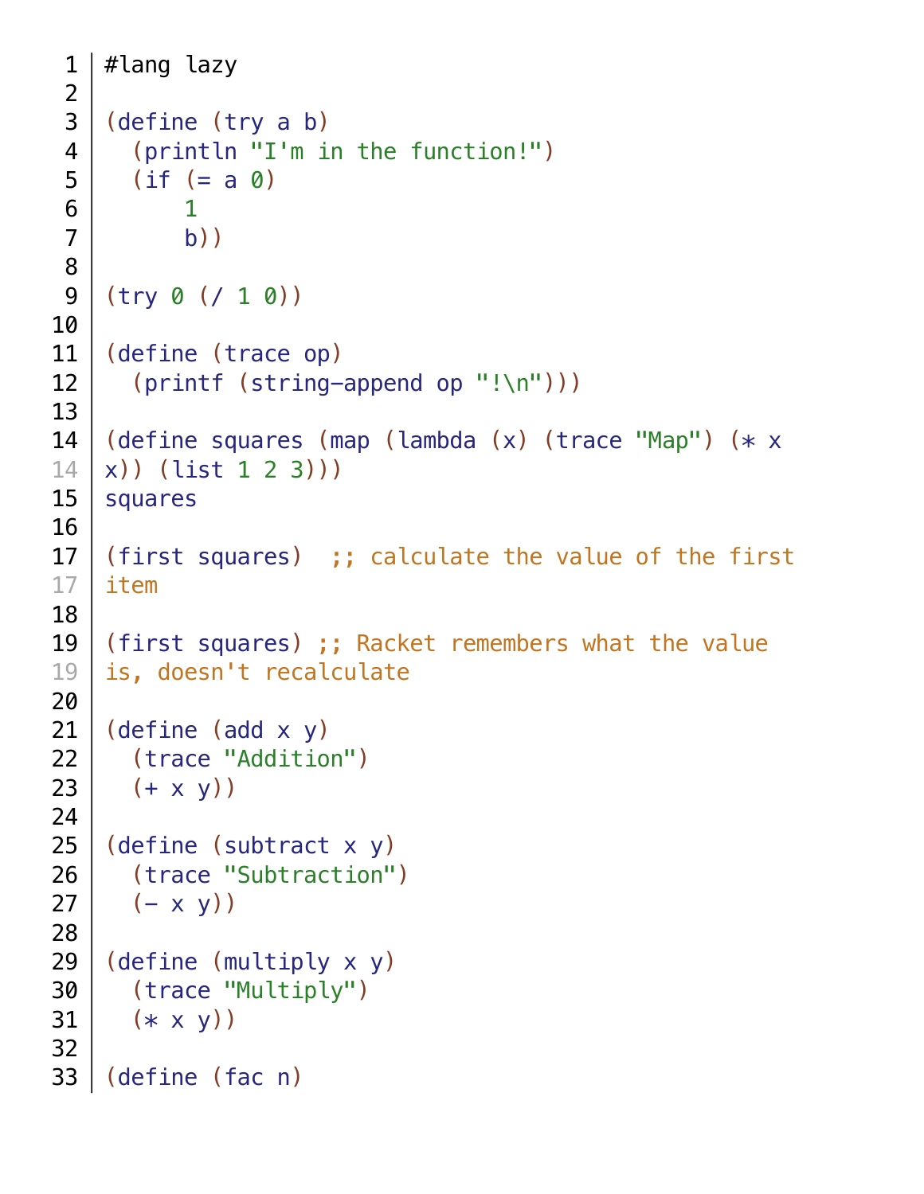```racket
#lang lazy

(define (try a b)
  (println "I'm in the function!")
  (if (= a 0)
      1
      b))

(try 0 (/ 1 0))

(define (trace op)
  (printf (string-append op "!\n")))

(define squares (map (lambda (x) (trace "Map") (* x x)) (list 1 2 3)))
squares

(first squares)  ;; calculate the value of the first item

(first squares) ;; Racket remembers what the value is, doesn't recalculate

(define (add x y)
  (trace "Addition")
  (+ x y))

(define (subtract x y)
  (trace "Subtraction")
  (- x y))

(define (multiply x y)
  (trace "Multiply")
  (* x y))

(define (fac n)
```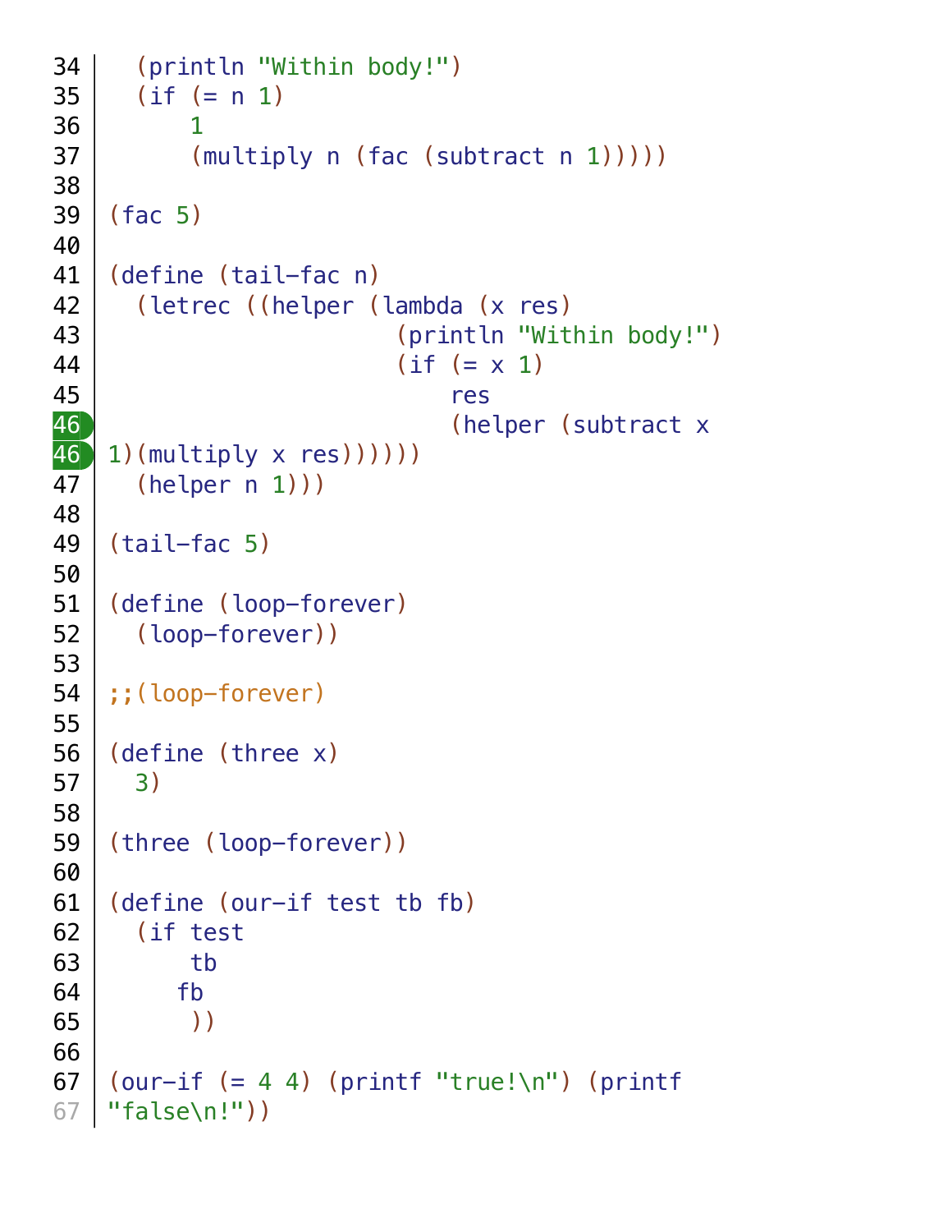```
34    (println "Within body!")
35    (if (= n 1)
36        1
37        (multiply n (fac (subtract n 1)))))
38
39  (fac 5)
40
41  (define (tail-fac n)
42    (letrec ((helper (lambda (x res)
43                       (println "Within body!")
44                       (if (= x 1)
45                           res
46                           (helper (subtract x
46  1)(multiply x res))))))
47    (helper n 1)))
48
49  (tail-fac 5)
50
51  (define (loop-forever)
52    (loop-forever))
53
54  ;;(loop-forever)
55
56  (define (three x)
57    3)
58
59  (three (loop-forever))
60
61  (define (our-if test tb fb)
62    (if test
63        tb
64       fb
65        ))
66
67  (our-if (= 4 4) (printf "true!\n") (printf
67  "false\n!"))
```